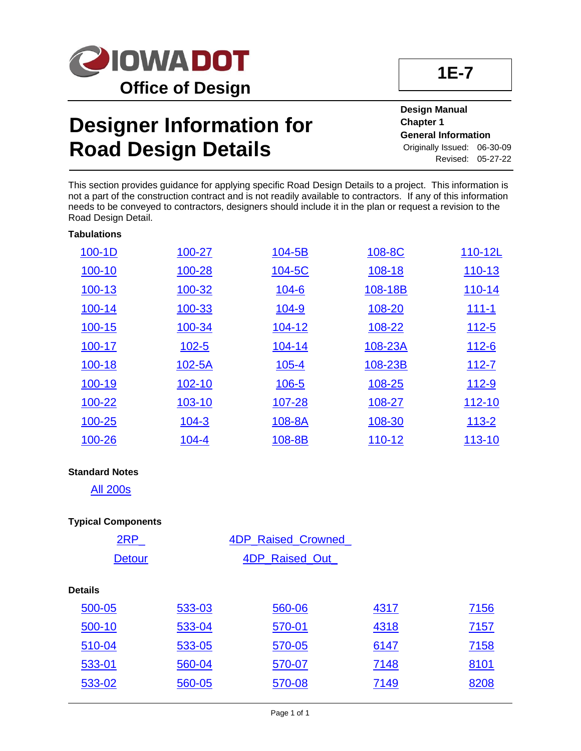IOWADOT

Office of Design

**1E-7**

# Designer Information for Road Design Details

**Design Manual**
**Chapter 1**
**General Information**
Originally Issued: 06-30-09
Revised: 05-27-22

This section provides guidance for applying specific Road Design Details to a project. This information is not a part of the construction contract and is not readily available to contractors. If any of this information needs to be conveyed to contractors, designers should include it in the plan or request a revision to the Road Design Detail.

**Tabulations**

| | | | | |
|---|---|---|---|---|
| 100-1D | 100-27 | 104-5B | 108-8C | 110-12L |
| 100-10 | 100-28 | 104-5C | 108-18 | 110-13 |
| 100-13 | 100-32 | 104-6 | 108-18B | 110-14 |
| 100-14 | 100-33 | 104-9 | 108-20 | 111-1 |
| 100-15 | 100-34 | 104-12 | 108-22 | 112-5 |
| 100-17 | 102-5 | 104-14 | 108-23A | 112-6 |
| 100-18 | 102-5A | 105-4 | 108-23B | 112-7 |
| 100-19 | 102-10 | 106-5 | 108-25 | 112-9 |
| 100-22 | 103-10 | 107-28 | 108-27 | 112-10 |
| 100-25 | 104-3 | 108-8A | 108-30 | 113-2 |
| 100-26 | 104-4 | 108-8B | 110-12 | 113-10 |

**Standard Notes**

All 200s

**Typical Components**

| | |
|---|---|
| 2RP_ | 4DP_Raised_Crowned_ |
| Detour | 4DP_Raised_Out_ |

**Details**

| | | | | |
|---|---|---|---|---|
| 500-05 | 533-03 | 560-06 | 4317 | 7156 |
| 500-10 | 533-04 | 570-01 | 4318 | 7157 |
| 510-04 | 533-05 | 570-05 | 6147 | 7158 |
| 533-01 | 560-04 | 570-07 | 7148 | 8101 |
| 533-02 | 560-05 | 570-08 | 7149 | 8208 |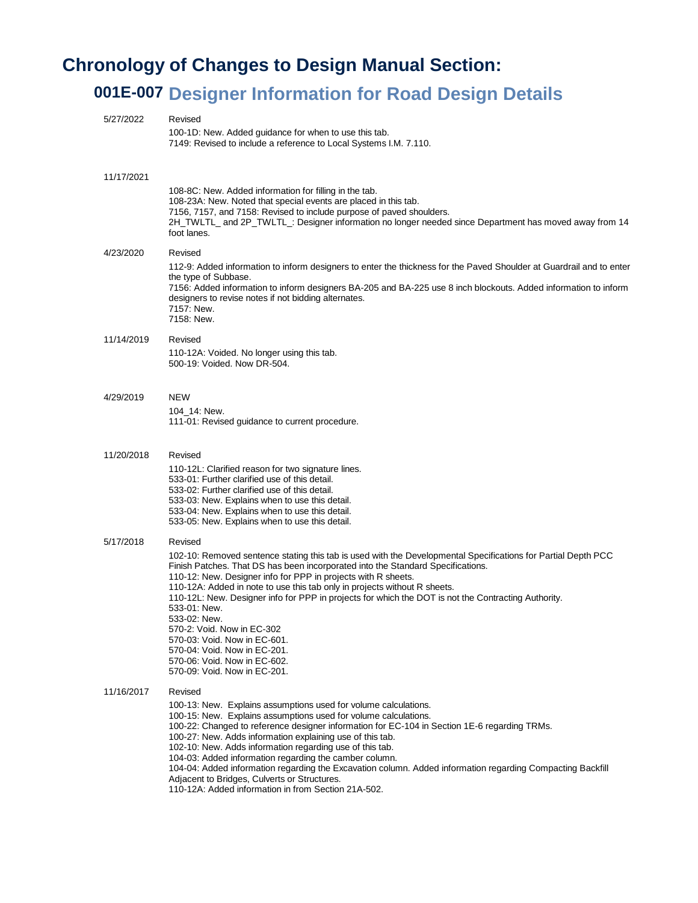# Chronology of Changes to Design Manual Section:

## 001E-007 Designer Information for Road Design Details

5/27/2022 Revised

100-1D: New. Added guidance for when to use this tab.
7149: Revised to include a reference to Local Systems I.M. 7.110.

11/17/2021

108-8C: New. Added information for filling in the tab.
108-23A: New. Noted that special events are placed in this tab.
7156, 7157, and 7158: Revised to include purpose of paved shoulders.
2H_TWLTL_ and 2P_TWLTL_: Designer information no longer needed since Department has moved away from 14 foot lanes.

4/23/2020 Revised

112-9: Added information to inform designers to enter the thickness for the Paved Shoulder at Guardrail and to enter the type of Subbase.
7156: Added information to inform designers BA-205 and BA-225 use 8 inch blockouts. Added information to inform designers to revise notes if not bidding alternates.
7157: New.
7158: New.

11/14/2019 Revised

110-12A: Voided. No longer using this tab.
500-19: Voided. Now DR-504.

4/29/2019 NEW

104_14: New.
111-01: Revised guidance to current procedure.

11/20/2018 Revised

110-12L: Clarified reason for two signature lines.
533-01: Further clarified use of this detail.
533-02: Further clarified use of this detail.
533-03: New. Explains when to use this detail.
533-04: New. Explains when to use this detail.
533-05: New. Explains when to use this detail.

5/17/2018 Revised

102-10: Removed sentence stating this tab is used with the Developmental Specifications for Partial Depth PCC Finish Patches. That DS has been incorporated into the Standard Specifications.
110-12: New. Designer info for PPP in projects with R sheets.
110-12A: Added in note to use this tab only in projects without R sheets.
110-12L: New. Designer info for PPP in projects for which the DOT is not the Contracting Authority.
533-01: New.
533-02: New.
570-2: Void. Now in EC-302
570-03: Void. Now in EC-601.
570-04: Void. Now in EC-201.
570-06: Void. Now in EC-602.
570-09: Void. Now in EC-201.

11/16/2017 Revised

100-13: New. Explains assumptions used for volume calculations.
100-15: New. Explains assumptions used for volume calculations.
100-22: Changed to reference designer information for EC-104 in Section 1E-6 regarding TRMs.
100-27: New. Adds information explaining use of this tab.
102-10: New. Adds information regarding use of this tab.
104-03: Added information regarding the camber column.
104-04: Added information regarding the Excavation column. Added information regarding Compacting Backfill Adjacent to Bridges, Culverts or Structures.
110-12A: Added information in from Section 21A-502.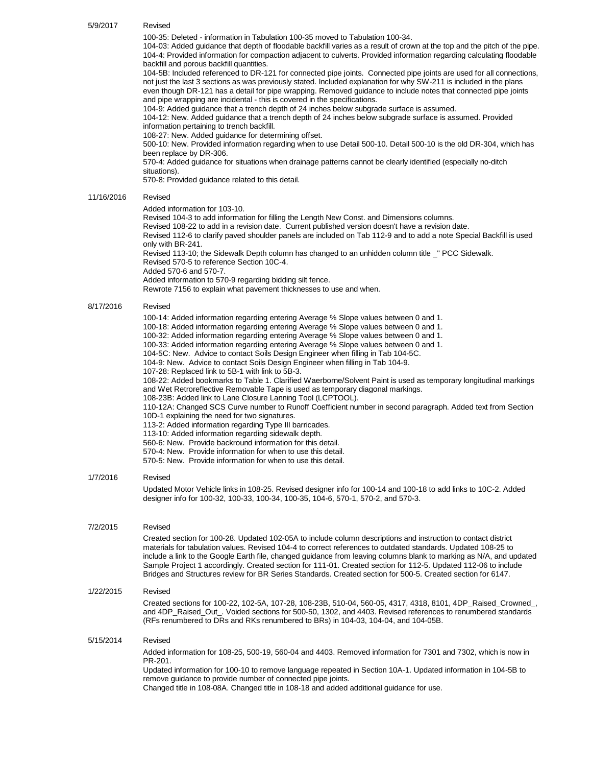| Date | Revision |
|---|---|
| 5/9/2017 | Revised |

100-35: Deleted - information in Tabulation 100-35 moved to Tabulation 100-34.
104-03: Added guidance that depth of floodable backfill varies as a result of crown at the top and the pitch of the pipe.
104-4: Provided information for compaction adjacent to culverts. Provided information regarding calculating floodable backfill and porous backfill quantities.
104-5B: Included referenced to DR-121 for connected pipe joints. Connected pipe joints are used for all connections, not just the last 3 sections as was previously stated. Included explanation for why SW-211 is included in the plans even though DR-121 has a detail for pipe wrapping. Removed guidance to include notes that connected pipe joints and pipe wrapping are incidental - this is covered in the specifications.
104-9: Added guidance that a trench depth of 24 inches below subgrade surface is assumed.
104-12: New. Added guidance that a trench depth of 24 inches below subgrade surface is assumed. Provided information pertaining to trench backfill.
108-27: New. Added guidance for determining offset.
500-10: New. Provided information regarding when to use Detail 500-10. Detail 500-10 is the old DR-304, which has been replace by DR-306.
570-4: Added guidance for situations when drainage patterns cannot be clearly identified (especially no-ditch situations).
570-8: Provided guidance related to this detail.

**11/16/2016** Revised

Added information for 103-10.
Revised 104-3 to add information for filling the Length New Const. and Dimensions columns.
Revised 108-22 to add in a revision date. Current published version doesn't have a revision date.
Revised 112-6 to clarify paved shoulder panels are included on Tab 112-9 and to add a note Special Backfill is used only with BR-241.
Revised 113-10; the Sidewalk Depth column has changed to an unhidden column title _" PCC Sidewalk.
Revised 570-5 to reference Section 10C-4.
Added 570-6 and 570-7.
Added information to 570-9 regarding bidding silt fence.
Rewrote 7156 to explain what pavement thicknesses to use and when.

**8/17/2016** Revised

100-14: Added information regarding entering Average % Slope values between 0 and 1.
100-18: Added information regarding entering Average % Slope values between 0 and 1.
100-32: Added information regarding entering Average % Slope values between 0 and 1.
100-33: Added information regarding entering Average % Slope values between 0 and 1.
104-5C: New. Advice to contact Soils Design Engineer when filling in Tab 104-5C.
104-9: New. Advice to contact Soils Design Engineer when filling in Tab 104-9.
107-28: Replaced link to 5B-1 with link to 5B-3.
108-22: Added bookmarks to Table 1. Clarified Waerborne/Solvent Paint is used as temporary longitudinal markings and Wet Retroreflective Removable Tape is used as temporary diagonal markings.
108-23B: Added link to Lane Closure Lanning Tool (LCPTOOL).
110-12A: Changed SCS Curve number to Runoff Coefficient number in second paragraph. Added text from Section 10D-1 explaining the need for two signatures.
113-2: Added information regarding Type III barricades.
113-10: Added information regarding sidewalk depth.
560-6: New. Provide backround information for this detail.
570-4: New. Provide information for when to use this detail.
570-5: New. Provide information for when to use this detail.

**1/7/2016** Revised

Updated Motor Vehicle links in 108-25. Revised designer info for 100-14 and 100-18 to add links to 10C-2. Added designer info for 100-32, 100-33, 100-34, 100-35, 104-6, 570-1, 570-2, and 570-3.

**7/2/2015** Revised

Created section for 100-28. Updated 102-05A to include column descriptions and instruction to contact district materials for tabulation values. Revised 104-4 to correct references to outdated standards. Updated 108-25 to include a link to the Google Earth file, changed guidance from leaving columns blank to marking as N/A, and updated Sample Project 1 accordingly. Created section for 111-01. Created section for 112-5. Updated 112-06 to include Bridges and Structures review for BR Series Standards. Created section for 500-5. Created section for 6147.

**1/22/2015** Revised

Created sections for 100-22, 102-5A, 107-28, 108-23B, 510-04, 560-05, 4317, 4318, 8101, 4DP_Raised_Crowned_, and 4DP_Raised_Out_. Voided sections for 500-50, 1302, and 4403. Revised references to renumbered standards (RFs renumbered to DRs and RKs renumbered to BRs) in 104-03, 104-04, and 104-05B.

**5/15/2014** Revised

Added information for 108-25, 500-19, 560-04 and 4403. Removed information for 7301 and 7302, which is now in PR-201.
Updated information for 100-10 to remove language repeated in Section 10A-1. Updated information in 104-5B to remove guidance to provide number of connected pipe joints.
Changed title in 108-08A. Changed title in 108-18 and added additional guidance for use.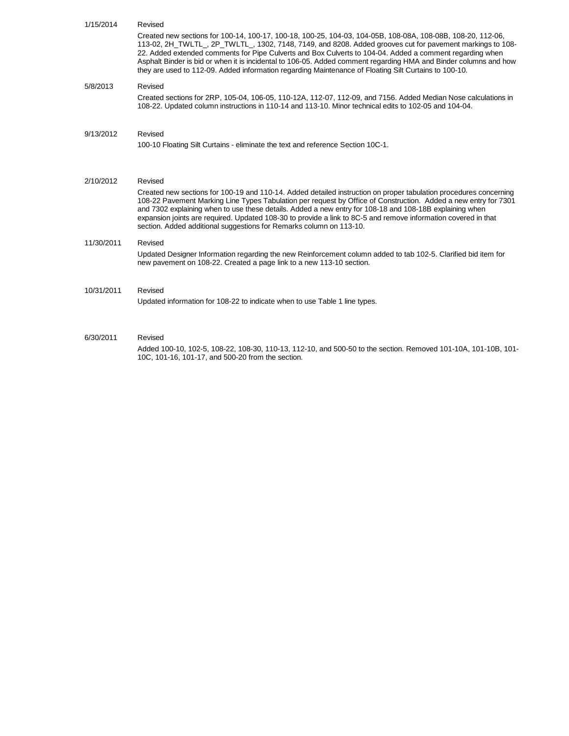| | | |
|---|---|---|
| 1/15/2014 | Revised | Created new sections for 100-14, 100-17, 100-18, 100-25, 104-03, 104-05B, 108-08A, 108-08B, 108-20, 112-06, 113-02, 2H_TWLTL_, 2P_TWLTL_, 1302, 7148, 7149, and 8208. Added grooves cut for pavement markings to 108-22. Added extended comments for Pipe Culverts and Box Culverts to 104-04. Added a comment regarding when Asphalt Binder is bid or when it is incidental to 106-05. Added comment regarding HMA and Binder columns and how they are used to 112-09. Added information regarding Maintenance of Floating Silt Curtains to 100-10. |
| 5/8/2013 | Revised | Created sections for 2RP, 105-04, 106-05, 110-12A, 112-07, 112-09, and 7156. Added Median Nose calculations in 108-22. Updated column instructions in 110-14 and 113-10. Minor technical edits to 102-05 and 104-04. |
| 9/13/2012 | Revised | 100-10 Floating Silt Curtains - eliminate the text and reference Section 10C-1. |
| 2/10/2012 | Revised | Created new sections for 100-19 and 110-14. Added detailed instruction on proper tabulation procedures concerning 108-22 Pavement Marking Line Types Tabulation per request by Office of Construction. Added a new entry for 7301 and 7302 explaining when to use these details. Added a new entry for 108-18 and 108-18B explaining when expansion joints are required. Updated 108-30 to provide a link to 8C-5 and remove information covered in that section. Added additional suggestions for Remarks column on 113-10. |
| 11/30/2011 | Revised | Updated Designer Information regarding the new Reinforcement column added to tab 102-5. Clarified bid item for new pavement on 108-22. Created a page link to a new 113-10 section. |
| 10/31/2011 | Revised | Updated information for 108-22 to indicate when to use Table 1 line types. |
| 6/30/2011 | Revised | Added 100-10, 102-5, 108-22, 108-30, 110-13, 112-10, and 500-50 to the section. Removed 101-10A, 101-10B, 101-10C, 101-16, 101-17, and 500-20 from the section. |